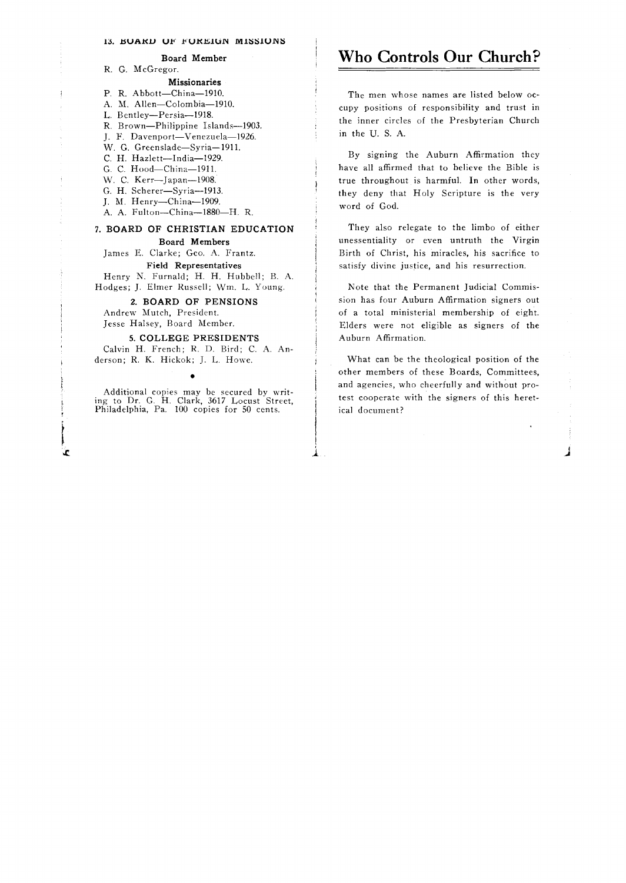## 13. BOARD OF FOREIGN MISSIONS

**Board Member**

R. G. McGregor.

**Missionaries**

P. R. Abbott—China—1910.
A. M. Allen—Colombia—1910.
L. Bentley—Persia—1918.
R. Brown—Philippine Islands—1903.
J. F. Davenport—Venezuela—1926.
W. G. Greenslade—Syria—1911.
C. H. Hazlett—India—1929.
G. C. Hood—China—1911.
W. C. Kerr—Japan—1908.
G. H. Scherer—Syria—1913.
J. M. Henry—China—1909.
A. A. Fulton—China—1880—H. R.

## 7. BOARD OF CHRISTIAN EDUCATION

**Board Members**

James E. Clarke; Geo. A. Frantz.

**Field Representatives**

Henry N. Furnald; H. H. Hubbell; B. A. Hodges; J. Elmer Russell; Wm. L. Young.

## 2. BOARD OF PENSIONS

Andrew Mutch, President.
Jesse Halsey, Board Member.

## 5. COLLEGE PRESIDENTS

Calvin H. French; R. D. Bird; C. A. Anderson; R. K. Hickok; J. L. Howe.

•

Additional copies may be secured by writing to Dr. G. H. Clark, 3617 Locust Street, Philadelphia, Pa. 100 copies for 50 cents.

# Who Controls Our Church?

The men whose names are listed below occupy positions of responsibility and trust in the inner circles of the Presbyterian Church in the U. S. A.

By signing the Auburn Affirmation they have all affirmed that to believe the Bible is true throughout is harmful. In other words, they deny that Holy Scripture is the very word of God.

They also relegate to the limbo of either unessentiality or even untruth the Virgin Birth of Christ, his miracles, his sacrifice to satisfy divine justice, and his resurrection.

Note that the Permanent Judicial Commission has four Auburn Affirmation signers out of a total ministerial membership of eight. Elders were not eligible as signers of the Auburn Affirmation.

What can be the theological position of the other members of these Boards, Committees, and agencies, who cheerfully and without protest cooperate with the signers of this heretical document?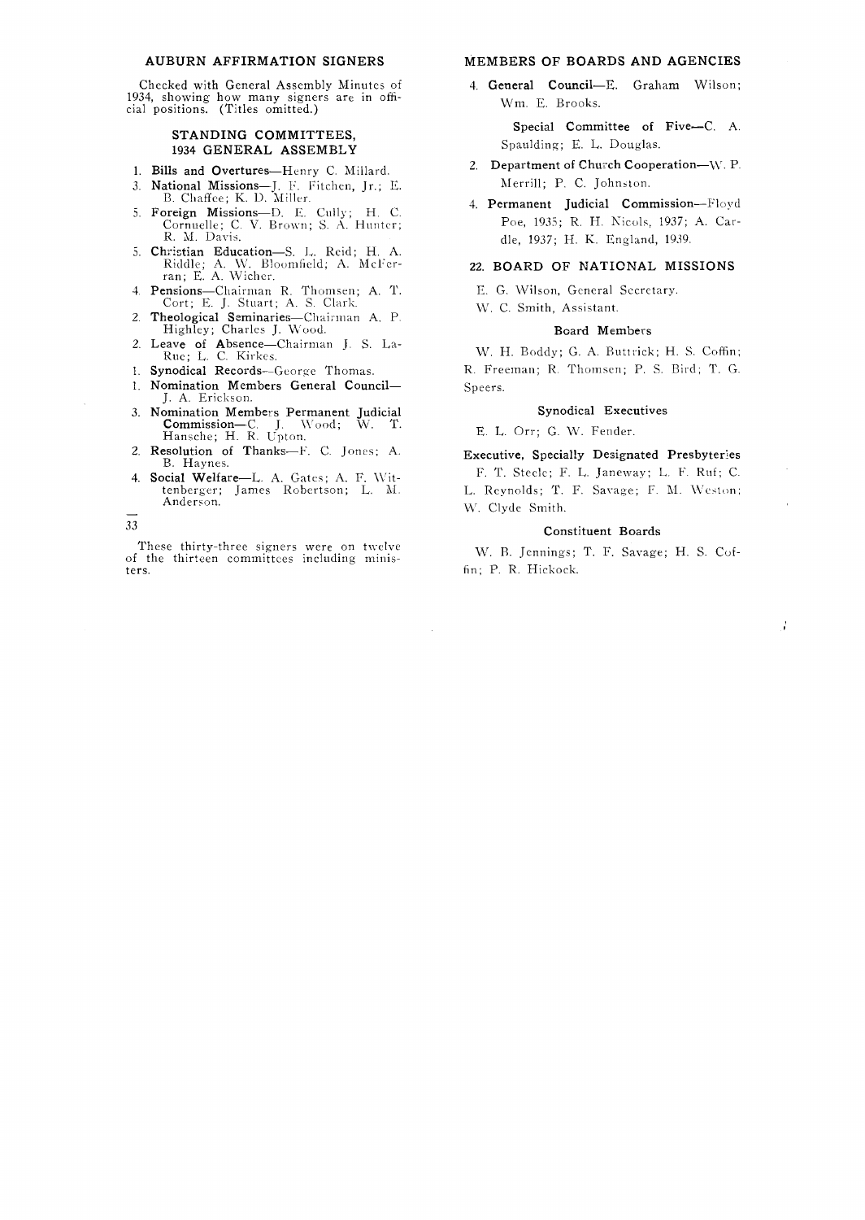## AUBURN AFFIRMATION SIGNERS

Checked with General Assembly Minutes of 1934, showing how many signers are in official positions. (Titles omitted.)

### STANDING COMMITTEES, 1934 GENERAL ASSEMBLY

1. **Bills and Overtures**—Henry C. Millard.
3. **National Missions**—J. F. Fitchen, Jr.; E. B. Chaffee; K. D. Miller.
5. **Foreign Missions**—D. E. Cully; H. C. Cornuelle; C. V. Brown; S. A. Hunter; R. M. Davis.
5. **Christian Education**—S. L. Reid; H. A. Riddle; A. W. Bloomfield; A. McFerran; E. A. Wicher.
4. **Pensions**—Chairman R. Thomsen; A. T. Cort; E. J. Stuart; A. S. Clark.
2. **Theological Seminaries**—Chairman A. P. Highley; Charles J. Wood.
2. **Leave of Absence**—Chairman J. S. LaRue; L. C. Kirkes.
1. **Synodical Records**—George Thomas.
1. **Nomination Members General Council**—J. A. Erickson.
3. **Nomination Members Permanent Judicial Commission**—C. J. Wood; W. T. Hansche; H. R. Upton.
2. **Resolution of Thanks**—F. C. Jones; A. B. Haynes.
4. **Social Welfare**—L. A. Gates; A. F. Wittenberger; James Robertson; L. M. Anderson.

33

These thirty-three signers were on twelve of the thirteen committees including ministers.

## MEMBERS OF BOARDS AND AGENCIES

4. **General Council**—E. Graham Wilson; Wm. E. Brooks.

   **Special Committee of Five**—C. A. Spaulding; E. L. Douglas.

2. **Department of Church Cooperation**—W. P. Merrill; P. C. Johnston.
4. **Permanent Judicial Commission**—Floyd Poe, 1935; R. H. Nicols, 1937; A. Cardle, 1937; H. K. England, 1939.

### 22. BOARD OF NATIONAL MISSIONS

E. G. Wilson, General Secretary.

W. C. Smith, Assistant.

#### Board Members

W. H. Boddy; G. A. Buttrick; H. S. Coffin; R. Freeman; R. Thomsen; P. S. Bird; T. G. Speers.

#### Synodical Executives

E. L. Orr; G. W. Fender.

#### Executive, Specially Designated Presbyteries

F. T. Steele; F. L. Janeway; L. F. Ruf; C. L. Reynolds; T. F. Savage; F. M. Weston; W. Clyde Smith.

#### Constituent Boards

W. B. Jennings; T. F. Savage; H. S. Coffin; P. R. Hickock.